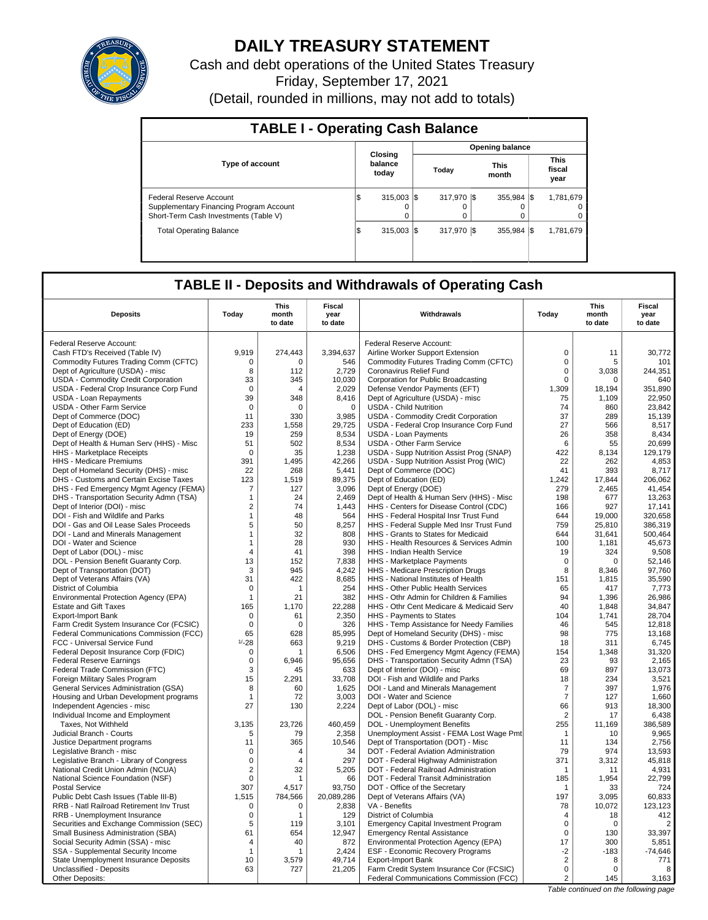# DAILY TREASURY STATEMENT

Cash and debt operations of the United States Treasury

Friday, September 17, 2021

(Detail, rounded in millions, may not add to totals)

## TABLE I - Operating Cash Balance

| Type of account | Closing balance today | Opening balance Today | Opening balance This month | Opening balance This fiscal year |
|---|---|---|---|---|
| Federal Reserve Account | $ 315,003 | $ 317,970 | $ 355,984 | $ 1,781,679 |
| Supplementary Financing Program Account | 0 | 0 | 0 | 0 |
| Short-Term Cash Investments (Table V) | 0 | 0 | 0 | 0 |
| Total Operating Balance | $ 315,003 | $ 317,970 | $ 355,984 | $ 1,781,679 |

## TABLE II - Deposits and Withdrawals of Operating Cash

| Deposits | Today | This month to date | Fiscal year to date | Withdrawals | Today | This month to date | Fiscal year to date |
|---|---|---|---|---|---|---|---|
| Federal Reserve Account: | | | | Federal Reserve Account: | | | |
| Cash FTD's Received (Table IV) | 9,919 | 274,443 | 3,394,637 | Airline Worker Support Extension | 0 | 11 | 30,772 |
| Commodity Futures Trading Comm (CFTC) | 0 | 0 | 546 | Commodity Futures Trading Comm (CFTC) | 0 | 5 | 101 |
| Dept of Agriculture (USDA) - misc | 8 | 112 | 2,729 | Coronavirus Relief Fund | 0 | 3,038 | 244,351 |
| USDA - Commodity Credit Corporation | 33 | 345 | 10,030 | Corporation for Public Broadcasting | 0 | 0 | 640 |
| USDA - Federal Crop Insurance Corp Fund | 0 | 4 | 2,029 | Defense Vendor Payments (EFT) | 1,309 | 18,194 | 351,890 |
| USDA - Loan Repayments | 39 | 348 | 8,416 | Dept of Agriculture (USDA) - misc | 75 | 1,109 | 22,950 |
| USDA - Other Farm Service | 0 | 0 | 0 | USDA - Child Nutrition | 74 | 860 | 23,842 |
| Dept of Commerce (DOC) | 11 | 330 | 3,985 | USDA - Commodity Credit Corporation | 37 | 289 | 15,139 |
| Dept of Education (ED) | 233 | 1,558 | 29,725 | USDA - Federal Crop Insurance Corp Fund | 27 | 566 | 8,517 |
| Dept of Energy (DOE) | 19 | 259 | 8,534 | USDA - Loan Payments | 26 | 358 | 8,434 |
| Dept of Health & Human Serv (HHS) - Misc | 51 | 502 | 8,534 | USDA - Other Farm Service | 6 | 55 | 20,699 |
| HHS - Marketplace Receipts | 0 | 35 | 1,238 | USDA - Supp Nutrition Assist Prog (SNAP) | 422 | 8,134 | 129,179 |
| HHS - Medicare Premiums | 391 | 1,495 | 42,266 | USDA - Supp Nutrition Assist Prog (WIC) | 22 | 262 | 4,853 |
| Dept of Homeland Security (DHS) - misc | 22 | 268 | 5,441 | Dept of Commerce (DOC) | 41 | 393 | 8,717 |
| DHS - Customs and Certain Excise Taxes | 123 | 1,519 | 89,375 | Dept of Education (ED) | 1,242 | 17,844 | 206,062 |
| DHS - Fed Emergency Mgmt Agency (FEMA) | 7 | 127 | 3,096 | Dept of Energy (DOE) | 279 | 2,465 | 41,454 |
| DHS - Transportation Security Admn (TSA) | 1 | 24 | 2,469 | Dept of Health & Human Serv (HHS) - Misc | 198 | 677 | 13,263 |
| Dept of Interior (DOI) - misc | 2 | 74 | 1,443 | HHS - Centers for Disease Control (CDC) | 166 | 927 | 17,141 |
| DOI - Fish and Wildlife and Parks | 1 | 48 | 564 | HHS - Federal Hospital Insr Trust Fund | 644 | 19,000 | 320,658 |
| DOI - Gas and Oil Lease Sales Proceeds | 5 | 50 | 8,257 | HHS - Federal Supple Med Insr Trust Fund | 759 | 25,810 | 386,319 |
| DOI - Land and Minerals Management | 1 | 32 | 808 | HHS - Grants to States for Medicaid | 644 | 31,641 | 500,464 |
| DOI - Water and Science | 1 | 28 | 930 | HHS - Health Resources & Services Admin | 100 | 1,181 | 45,673 |
| Dept of Labor (DOL) - misc | 4 | 41 | 398 | HHS - Indian Health Service | 19 | 324 | 9,508 |
| DOL - Pension Benefit Guaranty Corp. | 13 | 152 | 7,838 | HHS - Marketplace Payments | 0 | 0 | 52,146 |
| Dept of Transportation (DOT) | 3 | 945 | 4,242 | HHS - Medicare Prescription Drugs | 8 | 8,346 | 97,760 |
| Dept of Veterans Affairs (VA) | 31 | 422 | 8,685 | HHS - National Institutes of Health | 151 | 1,815 | 35,590 |
| District of Columbia | 0 | 1 | 254 | HHS - Other Public Health Services | 65 | 417 | 7,773 |
| Environmental Protection Agency (EPA) | 1 | 21 | 382 | HHS - Othr Admin for Children & Families | 94 | 1,396 | 26,986 |
| Estate and Gift Taxes | 165 | 1,170 | 22,288 | HHS - Othr Cent Medicare & Medicaid Serv | 40 | 1,848 | 34,847 |
| Export-Import Bank | 0 | 61 | 2,350 | HHS - Payments to States | 104 | 1,741 | 28,704 |
| Farm Credit System Insurance Cor (FCSIC) | 0 | 0 | 326 | HHS - Temp Assistance for Needy Families | 46 | 545 | 12,818 |
| Federal Communications Commission (FCC) | 65 | 628 | 85,995 | Dept of Homeland Security (DHS) - misc | 98 | 775 | 13,168 |
| FCC - Universal Service Fund | [1/]-28 | 663 | 9,219 | DHS - Customs & Border Protection (CBP) | 18 | 311 | 6,745 |
| Federal Deposit Insurance Corp (FDIC) | 0 | 1 | 6,506 | DHS - Fed Emergency Mgmt Agency (FEMA) | 154 | 1,348 | 31,320 |
| Federal Reserve Earnings | 0 | 6,946 | 95,656 | DHS - Transportation Security Admn (TSA) | 23 | 93 | 2,165 |
| Federal Trade Commission (FTC) | 3 | 45 | 633 | Dept of Interior (DOI) - misc | 69 | 897 | 13,073 |
| Foreign Military Sales Program | 15 | 2,291 | 33,708 | DOI - Fish and Wildlife and Parks | 18 | 234 | 3,521 |
| General Services Administration (GSA) | 8 | 60 | 1,625 | DOI - Land and Minerals Management | 7 | 397 | 1,976 |
| Housing and Urban Development programs | 1 | 72 | 3,003 | DOI - Water and Science | 7 | 127 | 1,660 |
| Independent Agencies - misc | 27 | 130 | 2,224 | Dept of Labor (DOL) - misc | 66 | 913 | 18,300 |
| Individual Income and Employment | | | | DOL - Pension Benefit Guaranty Corp. | 2 | 17 | 6,438 |
| Taxes, Not Withheld | 3,135 | 23,726 | 460,459 | DOL - Unemployment Benefits | 255 | 11,169 | 386,589 |
| Judicial Branch - Courts | 5 | 79 | 2,358 | Unemployment Assist - FEMA Lost Wage Pmt | 1 | 10 | 9,965 |
| Justice Department programs | 11 | 365 | 10,546 | Dept of Transportation (DOT) - Misc | 11 | 134 | 2,756 |
| Legislative Branch - misc | 0 | 4 | 34 | DOT - Federal Aviation Administration | 79 | 974 | 13,593 |
| Legislative Branch - Library of Congress | 0 | 4 | 297 | DOT - Federal Highway Administration | 371 | 3,312 | 45,818 |
| National Credit Union Admin (NCUA) | 2 | 32 | 5,205 | DOT - Federal Railroad Administration | 1 | 11 | 4,931 |
| National Science Foundation (NSF) | 0 | 1 | 66 | DOT - Federal Transit Administration | 185 | 1,954 | 22,799 |
| Postal Service | 307 | 4,517 | 93,750 | DOT - Office of the Secretary | 1 | 33 | 724 |
| Public Debt Cash Issues (Table III-B) | 1,515 | 784,566 | 20,089,286 | Dept of Veterans Affairs (VA) | 197 | 3,095 | 60,833 |
| RRB - Natl Railroad Retirement Inv Trust | 0 | 0 | 2,838 | VA - Benefits | 78 | 10,072 | 123,123 |
| RRB - Unemployment Insurance | 0 | 1 | 129 | District of Columbia | 4 | 18 | 412 |
| Securities and Exchange Commission (SEC) | 5 | 119 | 3,101 | Emergency Capital Investment Program | 0 | 0 | 2 |
| Small Business Administration (SBA) | 61 | 654 | 12,947 | Emergency Rental Assistance | 0 | 130 | 33,397 |
| Social Security Admin (SSA) - misc | 4 | 40 | 872 | Environmental Protection Agency (EPA) | 17 | 300 | 5,851 |
| SSA - Supplemental Security Income | 1 | 1 | 2,424 | ESF - Economic Recovery Programs | -2 | -183 | -74,646 |
| State Unemployment Insurance Deposits | 10 | 3,579 | 49,714 | Export-Import Bank | 2 | 8 | 771 |
| Unclassified - Deposits | 63 | 727 | 21,205 | Farm Credit System Insurance Cor (FCSIC) | 0 | 0 | 8 |
| Other Deposits: | | | | Federal Communications Commission (FCC) | 2 | 145 | 3,163 |

*Table continued on the following page*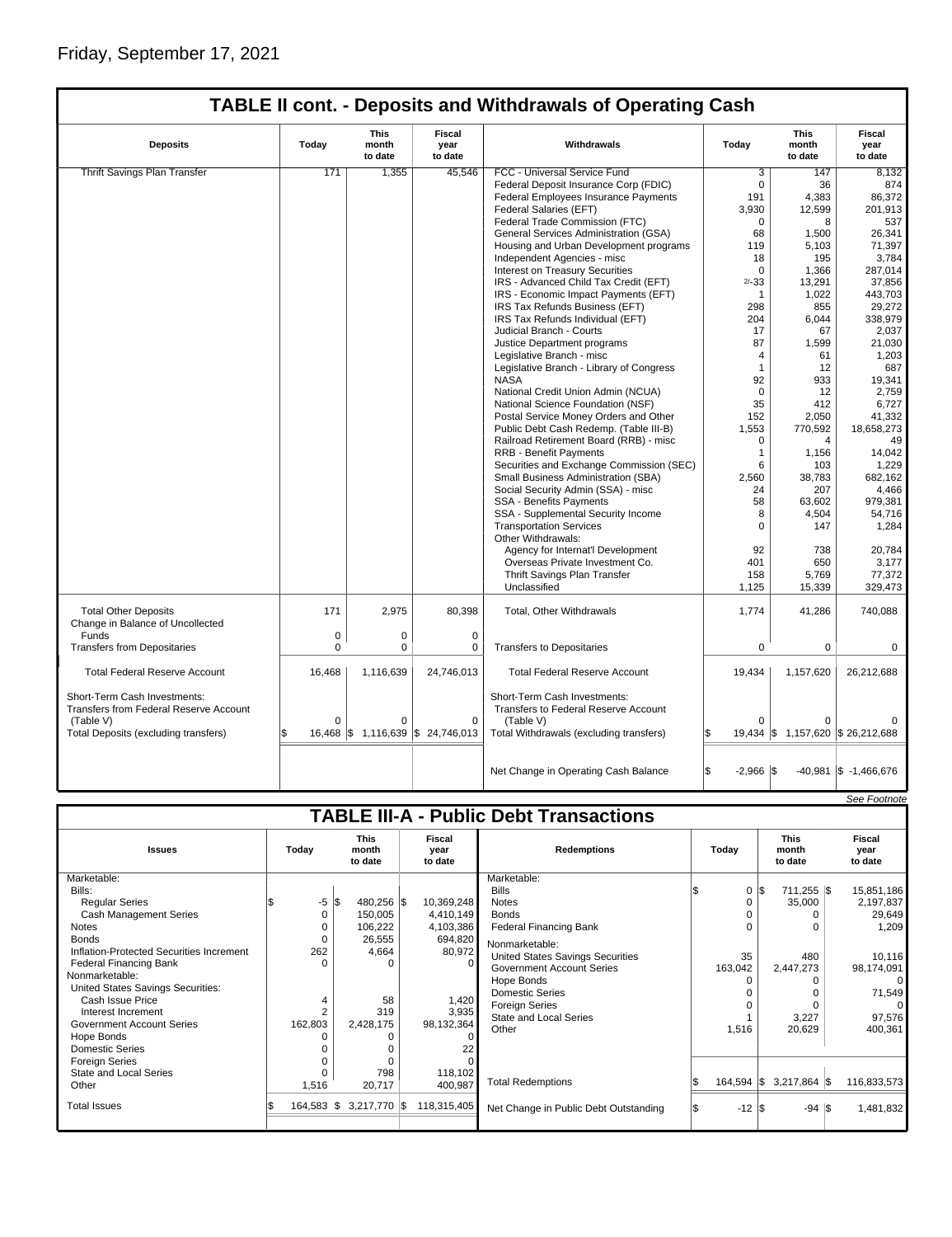Friday, September 17, 2021

## TABLE II cont. - Deposits and Withdrawals of Operating Cash

| Deposits | Today | This month to date | Fiscal year to date | Withdrawals | Today | This month to date | Fiscal year to date |
|---|---|---|---|---|---|---|---|
| Thrift Savings Plan Transfer | 171 | 1,355 | 45,546 | FCC - Universal Service Fund | 3 | 147 | 8,132 |
| | | | | Federal Deposit Insurance Corp (FDIC) | 0 | 36 | 874 |
| | | | | Federal Employees Insurance Payments | 191 | 4,383 | 86,372 |
| | | | | Federal Salaries (EFT) | 3,930 | 12,599 | 201,913 |
| | | | | Federal Trade Commission (FTC) | 0 | 8 | 537 |
| | | | | General Services Administration (GSA) | 68 | 1,500 | 26,341 |
| | | | | Housing and Urban Development programs | 119 | 5,103 | 71,397 |
| | | | | Independent Agencies - misc | 18 | 195 | 3,784 |
| | | | | Interest on Treasury Securities | 0 | 1,366 | 287,014 |
| | | | | IRS - Advanced Child Tax Credit (EFT) | 2/-33 | 13,291 | 37,856 |
| | | | | IRS - Economic Impact Payments (EFT) | 1 | 1,022 | 443,703 |
| | | | | IRS Tax Refunds Business (EFT) | 298 | 855 | 29,272 |
| | | | | IRS Tax Refunds Individual (EFT) | 204 | 6,044 | 338,979 |
| | | | | Judicial Branch - Courts | 17 | 67 | 2,037 |
| | | | | Justice Department programs | 87 | 1,599 | 21,030 |
| | | | | Legislative Branch - misc | 4 | 61 | 1,203 |
| | | | | Legislative Branch - Library of Congress | 1 | 12 | 687 |
| | | | | NASA | 92 | 933 | 19,341 |
| | | | | National Credit Union Admin (NCUA) | 0 | 12 | 2,759 |
| | | | | National Science Foundation (NSF) | 35 | 412 | 6,727 |
| | | | | Postal Service Money Orders and Other | 152 | 2,050 | 41,332 |
| | | | | Public Debt Cash Redemp. (Table III-B) | 1,553 | 770,592 | 18,658,273 |
| | | | | Railroad Retirement Board (RRB) - misc | 0 | 4 | 49 |
| | | | | RRB - Benefit Payments | 1 | 1,156 | 14,042 |
| | | | | Securities and Exchange Commission (SEC) | 6 | 103 | 1,229 |
| | | | | Small Business Administration (SBA) | 2,560 | 38,783 | 682,162 |
| | | | | Social Security Admin (SSA) - misc | 24 | 207 | 4,466 |
| | | | | SSA - Benefits Payments | 58 | 63,602 | 979,381 |
| | | | | SSA - Supplemental Security Income | 8 | 4,504 | 54,716 |
| | | | | Transportation Services | 0 | 147 | 1,284 |
| | | | | Other Withdrawals: | | | |
| | | | | Agency for Internat'l Development | 92 | 738 | 20,784 |
| | | | | Overseas Private Investment Co. | 401 | 650 | 3,177 |
| | | | | Thrift Savings Plan Transfer | 158 | 5,769 | 77,372 |
| | | | | Unclassified | 1,125 | 15,339 | 329,473 |
| Total Other Deposits | 171 | 2,975 | 80,398 | Total, Other Withdrawals | 1,774 | 41,286 | 740,088 |
| Change in Balance of Uncollected Funds | 0 | 0 | 0 | | | | |
| Transfers from Depositaries | 0 | 0 | 0 | Transfers to Depositaries | 0 | 0 | 0 |
| Total Federal Reserve Account | 16,468 | 1,116,639 | 24,746,013 | Total Federal Reserve Account | 19,434 | 1,157,620 | 26,212,688 |
| Short-Term Cash Investments: Transfers from Federal Reserve Account (Table V) | 0 | 0 | 0 | Short-Term Cash Investments: Transfers to Federal Reserve Account (Table V) | 0 | 0 | 0 |
| Total Deposits (excluding transfers) | $ 16,468 | $ 1,116,639 | $ 24,746,013 | Total Withdrawals (excluding transfers) | $ 19,434 | $ 1,157,620 | $ 26,212,688 |
| | | | | Net Change in Operating Cash Balance | $ -2,966 | $ -40,981 | $ -1,466,676 |

*See Footnote*

## TABLE III-A - Public Debt Transactions

| Issues | Today | This month to date | Fiscal year to date | Redemptions | Today | This month to date | Fiscal year to date |
|---|---|---|---|---|---|---|---|
| Marketable: | | | | Marketable: | | | |
| Bills: | | | | Bills | $ 0 | $ 711,255 | $ 15,851,186 |
| Regular Series | $ -5 | $ 480,256 | $ 10,369,248 | Notes | 0 | 35,000 | 2,197,837 |
| Cash Management Series | 0 | 150,005 | 4,410,149 | Bonds | 0 | 0 | 29,649 |
| Notes | 0 | 106,222 | 4,103,386 | Federal Financing Bank | 0 | 0 | 1,209 |
| Bonds | 0 | 26,555 | 694,820 | Nonmarketable: | | | |
| Inflation-Protected Securities Increment | 262 | 4,664 | 80,972 | United States Savings Securities | 35 | 480 | 10,116 |
| Federal Financing Bank | 0 | 0 | 0 | Government Account Series | 163,042 | 2,447,273 | 98,174,091 |
| Nonmarketable: | | | | Hope Bonds | 0 | 0 | 0 |
| United States Savings Securities: | | | | Domestic Series | 0 | 0 | 71,549 |
| Cash Issue Price | 4 | 58 | 1,420 | Foreign Series | 0 | 0 | 0 |
| Interest Increment | 2 | 319 | 3,935 | State and Local Series | 1 | 3,227 | 97,576 |
| Government Account Series | 162,803 | 2,428,175 | 98,132,364 | Other | 1,516 | 20,629 | 400,361 |
| Hope Bonds | 0 | 0 | 0 | | | | |
| Domestic Series | 0 | 0 | 22 | | | | |
| Foreign Series | 0 | 0 | 0 | | | | |
| State and Local Series | 0 | 798 | 118,102 | | | | |
| Other | 1,516 | 20,717 | 400,987 | Total Redemptions | $ 164,594 | $ 3,217,864 | $ 116,833,573 |
| Total Issues | $ 164,583 | $ 3,217,770 | $ 118,315,405 | Net Change in Public Debt Outstanding | $ -12 | $ -94 | $ 1,481,832 |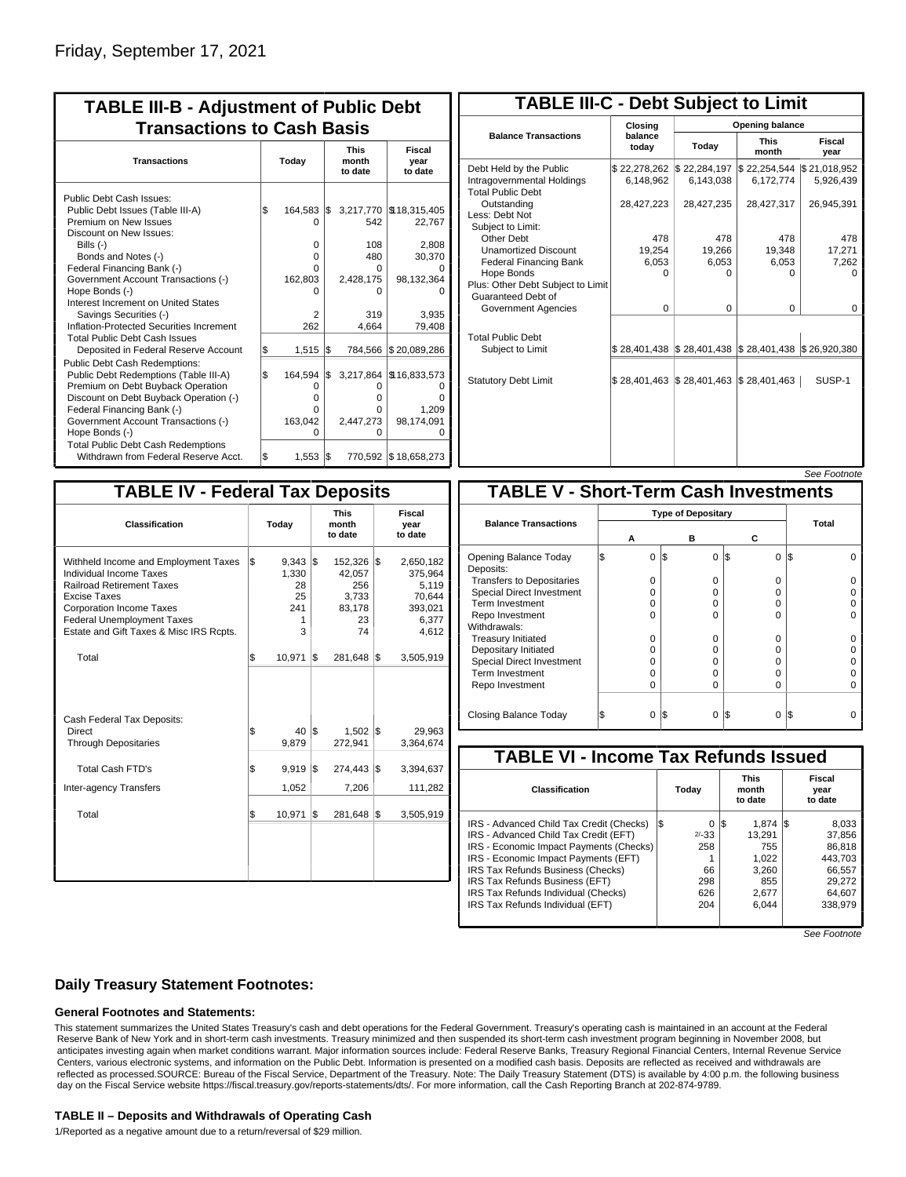Friday, September 17, 2021

## TABLE III-B - Adjustment of Public Debt Transactions to Cash Basis

| Transactions | Today | This month to date | Fiscal year to date |
|---|---|---|---|
| Public Debt Cash Issues: | | | |
| Public Debt Issues (Table III-A) | $ 164,583 | $ 3,217,770 | $18,315,405 |
| Premium on New Issues | 0 | 542 | 22,767 |
| Discount on New Issues: | | | |
| Bills (-) | 0 | 108 | 2,808 |
| Bonds and Notes (-) | 0 | 480 | 30,370 |
| Federal Financing Bank (-) | 0 | 0 | 0 |
| Government Account Transactions (-) | 162,803 | 2,428,175 | 98,132,364 |
| Hope Bonds (-) | 0 | 0 | 0 |
| Interest Increment on United States Savings Securities (-) | 2 | 319 | 3,935 |
| Inflation-Protected Securities Increment | 262 | 4,664 | 79,408 |
| Total Public Debt Cash Issues Deposited in Federal Reserve Account | $ 1,515 | $ 784,566 | $ 20,089,286 |
| Public Debt Cash Redemptions: | | | |
| Public Debt Redemptions (Table III-A) | $ 164,594 | $ 3,217,864 | $16,833,573 |
| Premium on Debt Buyback Operation | 0 | 0 | 0 |
| Discount on Debt Buyback Operation (-) | 0 | 0 | 0 |
| Federal Financing Bank (-) | 0 | 0 | 1,209 |
| Government Account Transactions (-) | 163,042 | 2,447,273 | 98,174,091 |
| Hope Bonds (-) | 0 | 0 | 0 |
| Total Public Debt Cash Redemptions Withdrawn from Federal Reserve Acct. | $ 1,553 | $ 770,592 | $ 18,658,273 |

## TABLE III-C - Debt Subject to Limit

| Balance Transactions | Closing balance today | Opening balance Today | Opening balance This month | Opening balance Fiscal year |
|---|---|---|---|---|
| Debt Held by the Public | $ 22,278,262 | $ 22,284,197 | $ 22,254,544 | $ 21,018,952 |
| Intragovernmental Holdings | 6,148,962 | 6,143,038 | 6,172,774 | 5,926,439 |
| Total Public Debt Outstanding | 28,427,223 | 28,427,235 | 28,427,317 | 26,945,391 |
| Less: Debt Not Subject to Limit: | | | | |
| Other Debt | 478 | 478 | 478 | 478 |
| Unamortized Discount | 19,254 | 19,266 | 19,348 | 17,271 |
| Federal Financing Bank | 6,053 | 6,053 | 6,053 | 7,262 |
| Hope Bonds | 0 | 0 | 0 | 0 |
| Plus: Other Debt Subject to Limit | | | | |
| Guaranteed Debt of Government Agencies | 0 | 0 | 0 | 0 |
| Total Public Debt Subject to Limit | $ 28,401,438 | $ 28,401,438 | $ 28,401,438 | $ 26,920,380 |
| Statutory Debt Limit | $ 28,401,463 | $ 28,401,463 | $ 28,401,463 | SUSP-1 |

*See Footnote*

## TABLE IV - Federal Tax Deposits

| Classification | Today | This month to date | Fiscal year to date |
|---|---|---|---|
| Withheld Income and Employment Taxes | $ 9,343 | $ 152,326 | $ 2,650,182 |
| Individual Income Taxes | 1,330 | 42,057 | 375,964 |
| Railroad Retirement Taxes | 28 | 256 | 5,119 |
| Excise Taxes | 25 | 3,733 | 70,644 |
| Corporation Income Taxes | 241 | 83,178 | 393,021 |
| Federal Unemployment Taxes | 1 | 23 | 6,377 |
| Estate and Gift Taxes & Misc IRS Rcpts. | 3 | 74 | 4,612 |
| Total | $ 10,971 | $ 281,648 | $ 3,505,919 |
| Cash Federal Tax Deposits: | | | |
| Direct | $ 40 | $ 1,502 | $ 29,963 |
| Through Depositaries | 9,879 | 272,941 | 3,364,674 |
| Total Cash FTD's | $ 9,919 | $ 274,443 | $ 3,394,637 |
| Inter-agency Transfers | 1,052 | 7,206 | 111,282 |
| Total | $ 10,971 | $ 281,648 | $ 3,505,919 |

## TABLE V - Short-Term Cash Investments

| Balance Transactions | Type of Depositary A | B | C | Total |
|---|---|---|---|---|
| Opening Balance Today | $ 0 | $ 0 | $ 0 | $ 0 |
| Deposits: | | | | |
| Transfers to Depositaries | 0 | 0 | 0 | 0 |
| Special Direct Investment | 0 | 0 | 0 | 0 |
| Term Investment | 0 | 0 | 0 | 0 |
| Repo Investment | 0 | 0 | 0 | 0 |
| Withdrawals: | | | | |
| Treasury Initiated | 0 | 0 | 0 | 0 |
| Depositary Initiated | 0 | 0 | 0 | 0 |
| Special Direct Investment | 0 | 0 | 0 | 0 |
| Term Investment | 0 | 0 | 0 | 0 |
| Repo Investment | 0 | 0 | 0 | 0 |
| Closing Balance Today | $ 0 | $ 0 | $ 0 | $ 0 |

## TABLE VI - Income Tax Refunds Issued

| Classification | Today | This month to date | Fiscal year to date |
|---|---|---|---|
| IRS - Advanced Child Tax Credit (Checks) | $ 0 | $ 1,874 | $ 8,033 |
| IRS - Advanced Child Tax Credit (EFT) | 2/-33 | 13,291 | 37,856 |
| IRS - Economic Impact Payments (Checks) | 258 | 755 | 86,818 |
| IRS - Economic Impact Payments (EFT) | 1 | 1,022 | 443,703 |
| IRS Tax Refunds Business (Checks) | 66 | 3,260 | 66,557 |
| IRS Tax Refunds Business (EFT) | 298 | 855 | 29,272 |
| IRS Tax Refunds Individual (Checks) | 626 | 2,677 | 64,607 |
| IRS Tax Refunds Individual (EFT) | 204 | 6,044 | 338,979 |

*See Footnote*

### Daily Treasury Statement Footnotes:

#### General Footnotes and Statements:

This statement summarizes the United States Treasury's cash and debt operations for the Federal Government. Treasury's operating cash is maintained in an account at the Federal Reserve Bank of New York and in short-term cash investments. Treasury minimized and then suspended its short-term cash investment program beginning in November 2008, but anticipates investing again when market conditions warrant. Major information sources include: Federal Reserve Banks, Treasury Regional Financial Centers, Internal Revenue Service Centers, various electronic systems, and information on the Public Debt. Information is presented on a modified cash basis. Deposits are reflected as received and withdrawals are reflected as processed.SOURCE: Bureau of the Fiscal Service, Department of the Treasury. Note: The Daily Treasury Statement (DTS) is available by 4:00 p.m. the following business day on the Fiscal Service website https://fiscal.treasury.gov/reports-statements/dts/. For more information, call the Cash Reporting Branch at 202-874-9789.

#### TABLE II – Deposits and Withdrawals of Operating Cash

1/Reported as a negative amount due to a return/reversal of $29 million.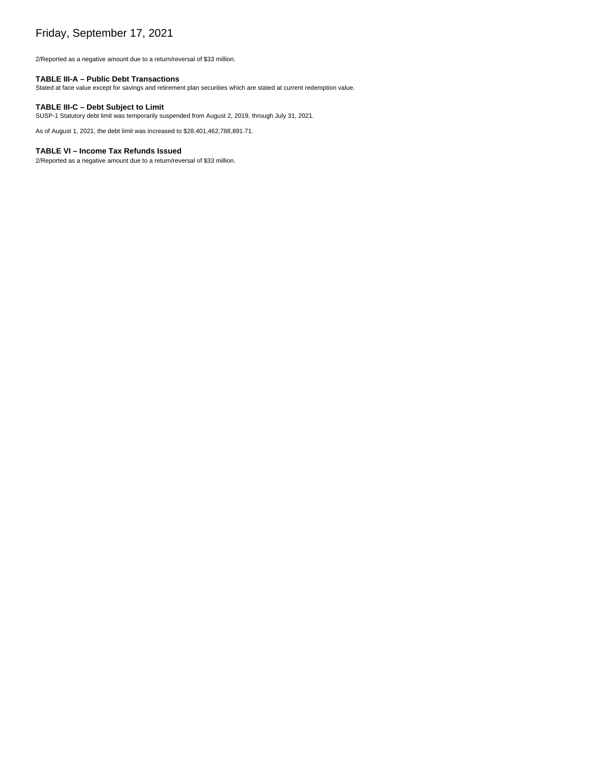Friday, September 17, 2021

2/Reported as a negative amount due to a return/reversal of $33 million.

### TABLE III-A – Public Debt Transactions

Stated at face value except for savings and retirement plan securities which are stated at current redemption value.

### TABLE III-C – Debt Subject to Limit

SUSP-1 Statutory debt limit was temporarily suspended from August 2, 2019, through July 31, 2021.

As of August 1, 2021, the debt limit was increased to $28,401,462,788,891.71.

### TABLE VI – Income Tax Refunds Issued

2/Reported as a negative amount due to a return/reversal of $33 million.